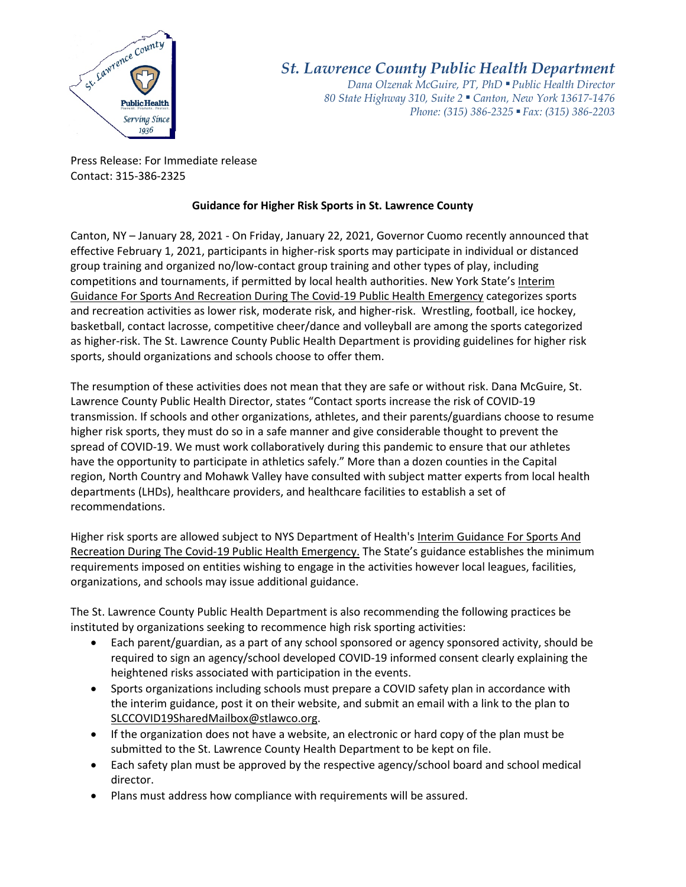# St. Lawrence County Public Health Department

*Dana Olzenak McGuire, PT, PhD ▪ Public Health Director*
*80 State Highway 310, Suite 2 ▪ Canton, New York 13617-1476*
*Phone: (315) 386-2325 ▪ Fax: (315) 386-2203*

Press Release: For Immediate release
Contact: 315-386-2325

**Guidance for Higher Risk Sports in St. Lawrence County**

Canton, NY – January 28, 2021 - On Friday, January 22, 2021, Governor Cuomo recently announced that effective February 1, 2021, participants in higher-risk sports may participate in individual or distanced group training and organized no/low-contact group training and other types of play, including competitions and tournaments, if permitted by local health authorities. New York State's Interim Guidance For Sports And Recreation During The Covid-19 Public Health Emergency categorizes sports and recreation activities as lower risk, moderate risk, and higher-risk. Wrestling, football, ice hockey, basketball, contact lacrosse, competitive cheer/dance and volleyball are among the sports categorized as higher-risk. The St. Lawrence County Public Health Department is providing guidelines for higher risk sports, should organizations and schools choose to offer them.

The resumption of these activities does not mean that they are safe or without risk. Dana McGuire, St. Lawrence County Public Health Director, states "Contact sports increase the risk of COVID-19 transmission. If schools and other organizations, athletes, and their parents/guardians choose to resume higher risk sports, they must do so in a safe manner and give considerable thought to prevent the spread of COVID-19. We must work collaboratively during this pandemic to ensure that our athletes have the opportunity to participate in athletics safely." More than a dozen counties in the Capital region, North Country and Mohawk Valley have consulted with subject matter experts from local health departments (LHDs), healthcare providers, and healthcare facilities to establish a set of recommendations.

Higher risk sports are allowed subject to NYS Department of Health's Interim Guidance For Sports And Recreation During The Covid-19 Public Health Emergency. The State's guidance establishes the minimum requirements imposed on entities wishing to engage in the activities however local leagues, facilities, organizations, and schools may issue additional guidance.

The St. Lawrence County Public Health Department is also recommending the following practices be instituted by organizations seeking to recommence high risk sporting activities:

- Each parent/guardian, as a part of any school sponsored or agency sponsored activity, should be required to sign an agency/school developed COVID-19 informed consent clearly explaining the heightened risks associated with participation in the events.
- Sports organizations including schools must prepare a COVID safety plan in accordance with the interim guidance, post it on their website, and submit an email with a link to the plan to SLCCOVID19SharedMailbox@stlawco.org.
- If the organization does not have a website, an electronic or hard copy of the plan must be submitted to the St. Lawrence County Health Department to be kept on file.
- Each safety plan must be approved by the respective agency/school board and school medical director.
- Plans must address how compliance with requirements will be assured.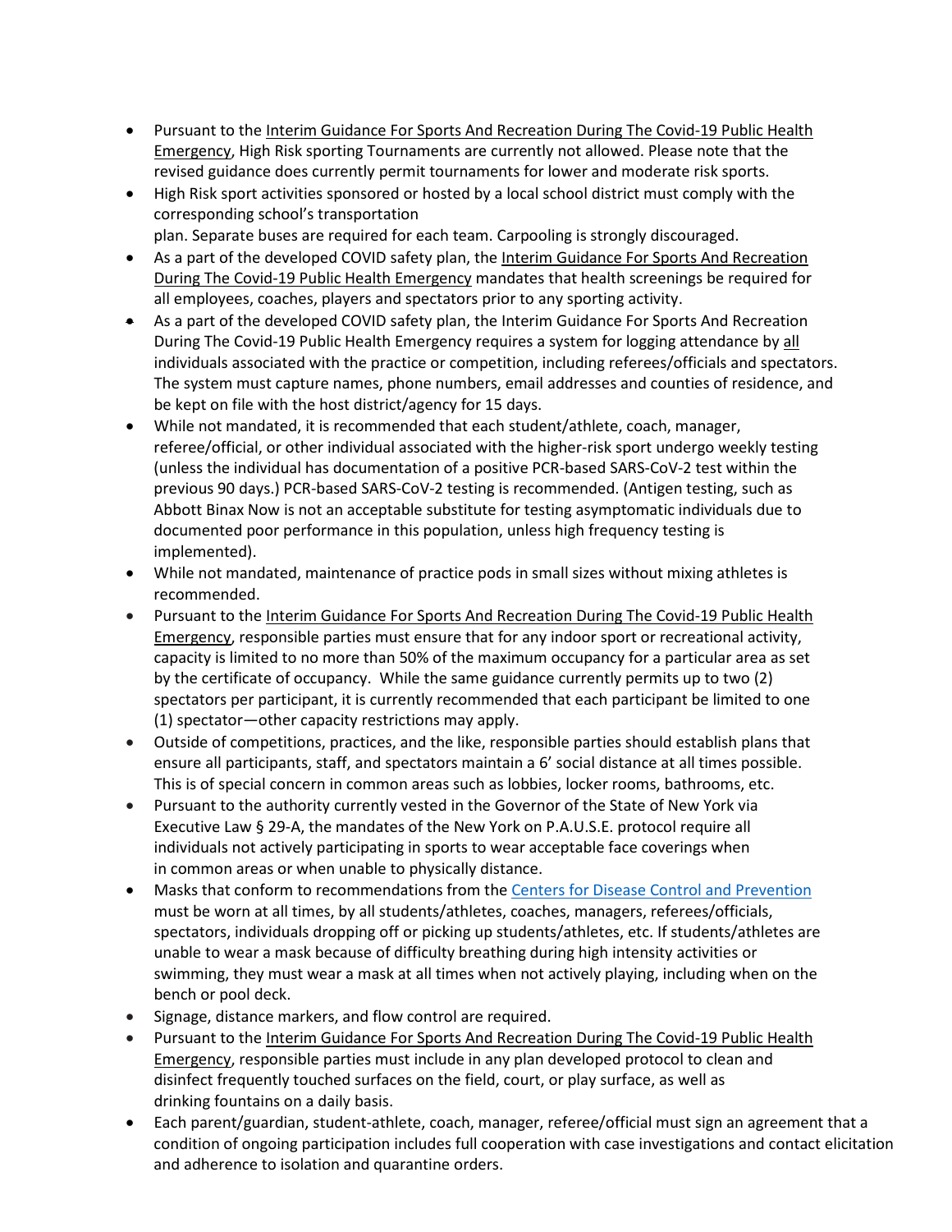- Pursuant to the Interim Guidance For Sports And Recreation During The Covid-19 Public Health Emergency, High Risk sporting Tournaments are currently not allowed. Please note that the revised guidance does currently permit tournaments for lower and moderate risk sports.
- High Risk sport activities sponsored or hosted by a local school district must comply with the corresponding school's transportation plan. Separate buses are required for each team. Carpooling is strongly discouraged.
- As a part of the developed COVID safety plan, the Interim Guidance For Sports And Recreation During The Covid-19 Public Health Emergency mandates that health screenings be required for all employees, coaches, players and spectators prior to any sporting activity.
- As a part of the developed COVID safety plan, the Interim Guidance For Sports And Recreation During The Covid-19 Public Health Emergency requires a system for logging attendance by all individuals associated with the practice or competition, including referees/officials and spectators. The system must capture names, phone numbers, email addresses and counties of residence, and be kept on file with the host district/agency for 15 days.
- While not mandated, it is recommended that each student/athlete, coach, manager, referee/official, or other individual associated with the higher-risk sport undergo weekly testing (unless the individual has documentation of a positive PCR-based SARS-CoV-2 test within the previous 90 days.) PCR-based SARS-CoV-2 testing is recommended. (Antigen testing, such as Abbott Binax Now is not an acceptable substitute for testing asymptomatic individuals due to documented poor performance in this population, unless high frequency testing is implemented).
- While not mandated, maintenance of practice pods in small sizes without mixing athletes is recommended.
- Pursuant to the Interim Guidance For Sports And Recreation During The Covid-19 Public Health Emergency, responsible parties must ensure that for any indoor sport or recreational activity, capacity is limited to no more than 50% of the maximum occupancy for a particular area as set by the certificate of occupancy. While the same guidance currently permits up to two (2) spectators per participant, it is currently recommended that each participant be limited to one (1) spectator—other capacity restrictions may apply.
- Outside of competitions, practices, and the like, responsible parties should establish plans that ensure all participants, staff, and spectators maintain a 6' social distance at all times possible. This is of special concern in common areas such as lobbies, locker rooms, bathrooms, etc.
- Pursuant to the authority currently vested in the Governor of the State of New York via Executive Law § 29-A, the mandates of the New York on P.A.U.S.E. protocol require all individuals not actively participating in sports to wear acceptable face coverings when in common areas or when unable to physically distance.
- Masks that conform to recommendations from the [Centers for Disease Control and Prevention] must be worn at all times, by all students/athletes, coaches, managers, referees/officials, spectators, individuals dropping off or picking up students/athletes, etc. If students/athletes are unable to wear a mask because of difficulty breathing during high intensity activities or swimming, they must wear a mask at all times when not actively playing, including when on the bench or pool deck.
- Signage, distance markers, and flow control are required.
- Pursuant to the Interim Guidance For Sports And Recreation During The Covid-19 Public Health Emergency, responsible parties must include in any plan developed protocol to clean and disinfect frequently touched surfaces on the field, court, or play surface, as well as drinking fountains on a daily basis.
- Each parent/guardian, student-athlete, coach, manager, referee/official must sign an agreement that a condition of ongoing participation includes full cooperation with case investigations and contact elicitation and adherence to isolation and quarantine orders.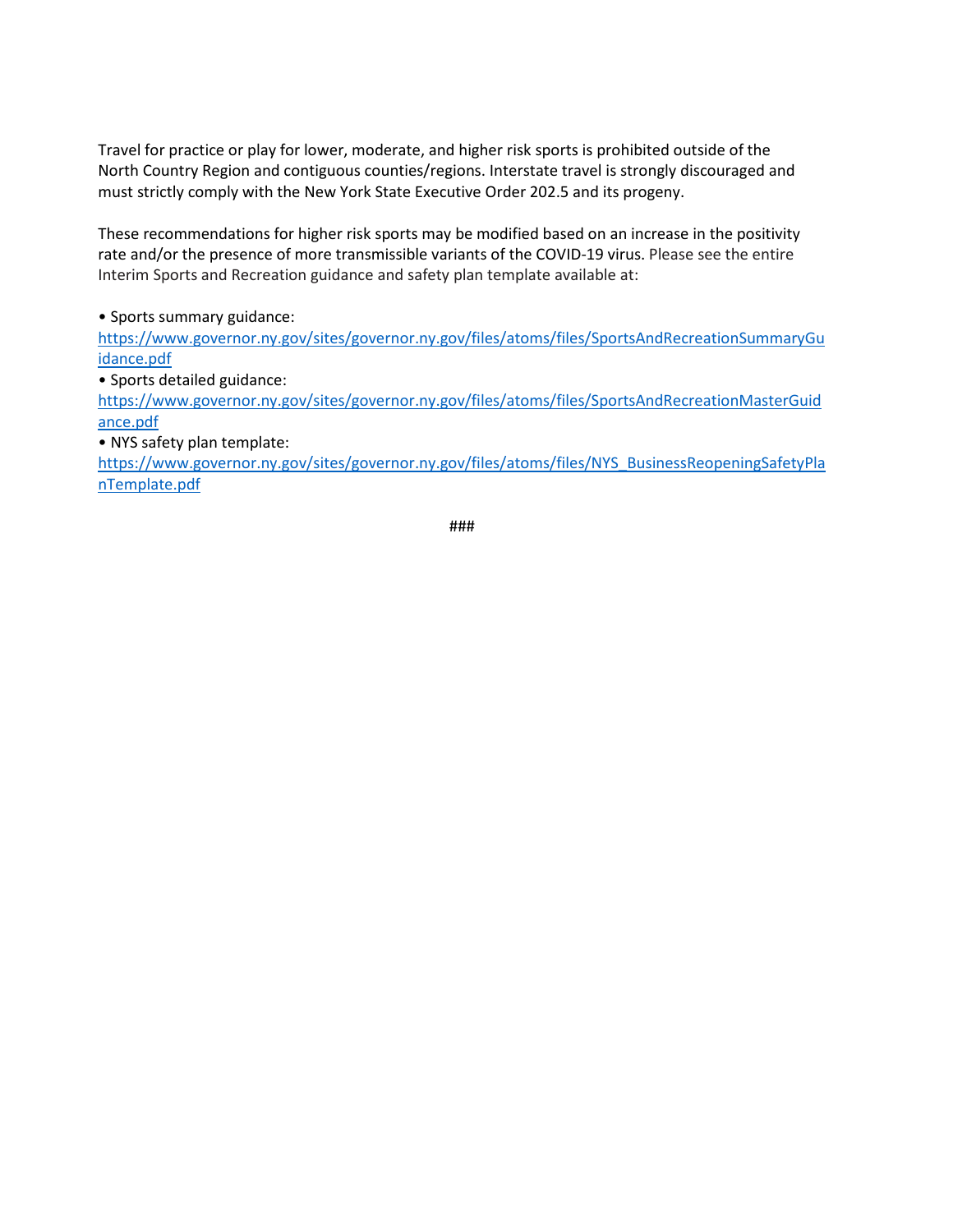Travel for practice or play for lower, moderate, and higher risk sports is prohibited outside of the North Country Region and contiguous counties/regions. Interstate travel is strongly discouraged and must strictly comply with the New York State Executive Order 202.5 and its progeny.

These recommendations for higher risk sports may be modified based on an increase in the positivity rate and/or the presence of more transmissible variants of the COVID-19 virus. Please see the entire Interim Sports and Recreation guidance and safety plan template available at:

- Sports summary guidance: https://www.governor.ny.gov/sites/governor.ny.gov/files/atoms/files/SportsAndRecreationSummaryGuidance.pdf
- Sports detailed guidance: https://www.governor.ny.gov/sites/governor.ny.gov/files/atoms/files/SportsAndRecreationMasterGuidance.pdf
- NYS safety plan template: https://www.governor.ny.gov/sites/governor.ny.gov/files/atoms/files/NYS_BusinessReopeningSafetyPlanTemplate.pdf

###